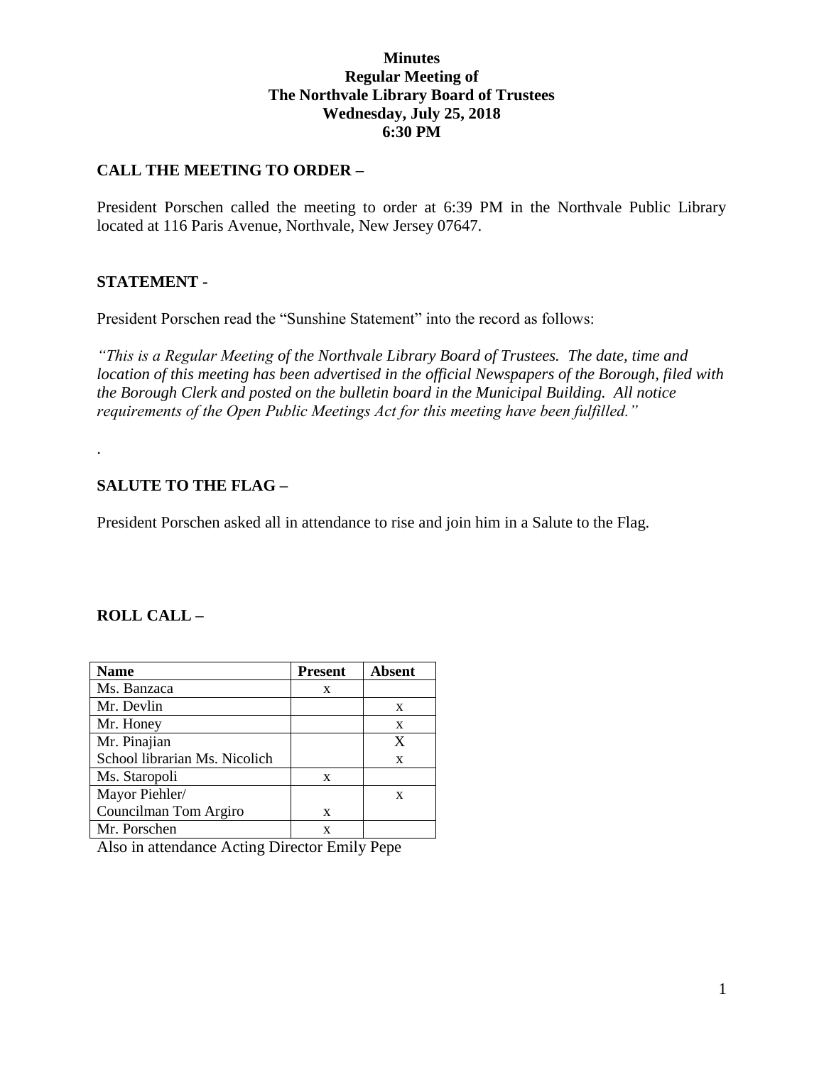**Minutes**
**Regular Meeting of**
**The Northvale Library Board of Trustees**
**Wednesday, July 25, 2018**
**6:30 PM**

## CALL THE MEETING TO ORDER –

President Porschen called the meeting to order at 6:39 PM in the Northvale Public Library located at 116 Paris Avenue, Northvale, New Jersey 07647.

## STATEMENT -

President Porschen read the "Sunshine Statement" into the record as follows:

*"This is a Regular Meeting of the Northvale Library Board of Trustees. The date, time and location of this meeting has been advertised in the official Newspapers of the Borough, filed with the Borough Clerk and posted on the bulletin board in the Municipal Building. All notice requirements of the Open Public Meetings Act for this meeting have been fulfilled."*

.

## SALUTE TO THE FLAG –

President Porschen asked all in attendance to rise and join him in a Salute to the Flag.

## ROLL CALL –

| Name | Present | Absent |
|---|---|---|
| Ms. Banzaca | x | |
| Mr. Devlin | | x |
| Mr. Honey | | x |
| Mr. Pinajian | | X |
| School librarian Ms. Nicolich | | x |
| Ms. Staropoli | x | |
| Mayor Piehler/ | | x |
| Councilman Tom Argiro | x | |
| Mr. Porschen | x | |

Also in attendance Acting Director Emily Pepe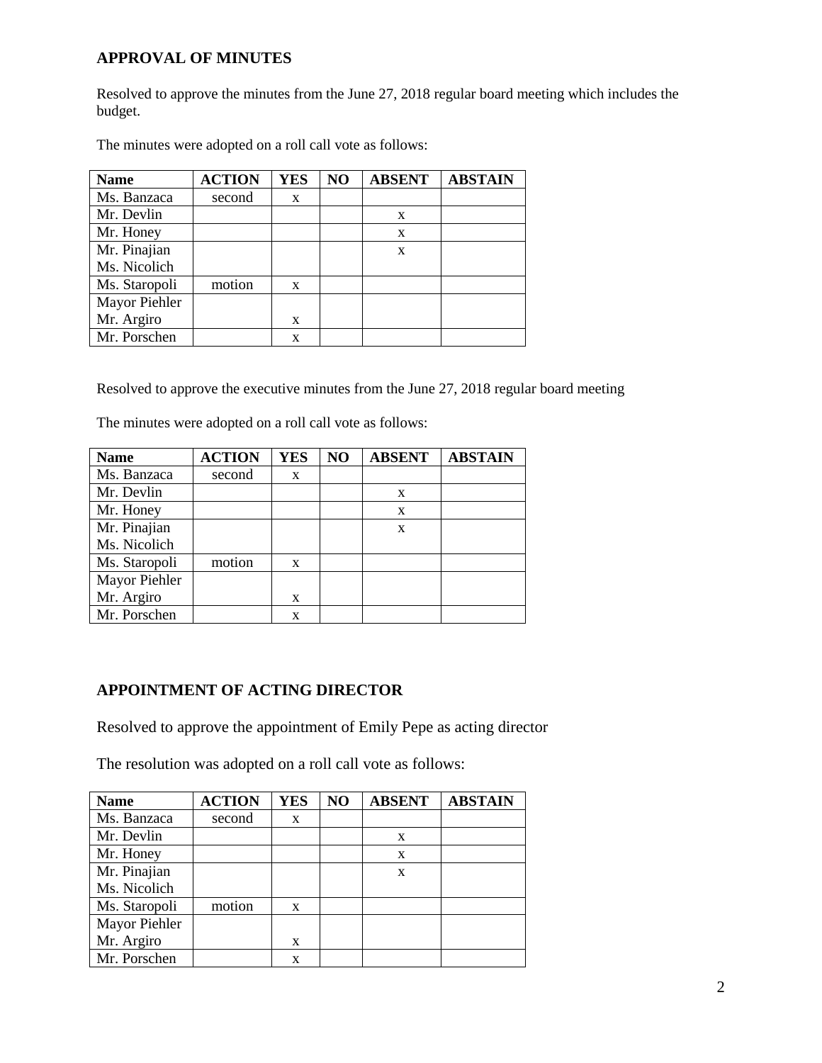## APPROVAL OF MINUTES

Resolved to approve the minutes from the June 27, 2018 regular board meeting which includes the budget.

The minutes were adopted on a roll call vote as follows:

| Name | ACTION | YES | NO | ABSENT | ABSTAIN |
|---|---|---|---|---|---|
| Ms. Banzaca | second | x | | | |
| Mr. Devlin | | | | x | |
| Mr. Honey | | | | x | |
| Mr. Pinajian | | | | x | |
| Ms. Nicolich | | | | | |
| Ms. Staropoli | motion | x | | | |
| Mayor Piehler | | | | | |
| Mr. Argiro | | x | | | |
| Mr. Porschen | | x | | | |

Resolved to approve the executive minutes from the June 27, 2018 regular board meeting

The minutes were adopted on a roll call vote as follows:

| Name | ACTION | YES | NO | ABSENT | ABSTAIN |
|---|---|---|---|---|---|
| Ms. Banzaca | second | x | | | |
| Mr. Devlin | | | | x | |
| Mr. Honey | | | | x | |
| Mr. Pinajian | | | | x | |
| Ms. Nicolich | | | | | |
| Ms. Staropoli | motion | x | | | |
| Mayor Piehler | | | | | |
| Mr. Argiro | | x | | | |
| Mr. Porschen | | x | | | |

## APPOINTMENT OF ACTING DIRECTOR

Resolved to approve the appointment of Emily Pepe as acting director

The resolution was adopted on a roll call vote as follows:

| Name | ACTION | YES | NO | ABSENT | ABSTAIN |
|---|---|---|---|---|---|
| Ms. Banzaca | second | x | | | |
| Mr. Devlin | | | | x | |
| Mr. Honey | | | | x | |
| Mr. Pinajian | | | | x | |
| Ms. Nicolich | | | | | |
| Ms. Staropoli | motion | x | | | |
| Mayor Piehler | | | | | |
| Mr. Argiro | | x | | | |
| Mr. Porschen | | x | | | |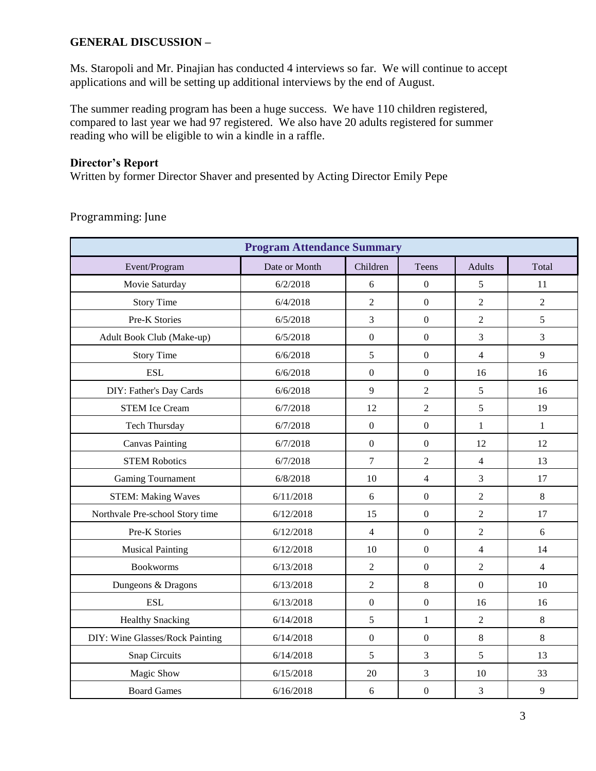**GENERAL DISCUSSION –**

Ms. Staropoli and Mr. Pinajian has conducted 4 interviews so far. We will continue to accept applications and will be setting up additional interviews by the end of August.

The summer reading program has been a huge success. We have 110 children registered, compared to last year we had 97 registered. We also have 20 adults registered for summer reading who will be eligible to win a kindle in a raffle.

**Director's Report**

Written by former Director Shaver and presented by Acting Director Emily Pepe

Programming: June

| Program Attendance Summary | | | | | |
|---|---|---|---|---|---|
| Event/Program | Date or Month | Children | Teens | Adults | Total |
| Movie Saturday | 6/2/2018 | 6 | 0 | 5 | 11 |
| Story Time | 6/4/2018 | 2 | 0 | 2 | 2 |
| Pre-K Stories | 6/5/2018 | 3 | 0 | 2 | 5 |
| Adult Book Club (Make-up) | 6/5/2018 | 0 | 0 | 3 | 3 |
| Story Time | 6/6/2018 | 5 | 0 | 4 | 9 |
| ESL | 6/6/2018 | 0 | 0 | 16 | 16 |
| DIY: Father's Day Cards | 6/6/2018 | 9 | 2 | 5 | 16 |
| STEM Ice Cream | 6/7/2018 | 12 | 2 | 5 | 19 |
| Tech Thursday | 6/7/2018 | 0 | 0 | 1 | 1 |
| Canvas Painting | 6/7/2018 | 0 | 0 | 12 | 12 |
| STEM Robotics | 6/7/2018 | 7 | 2 | 4 | 13 |
| Gaming Tournament | 6/8/2018 | 10 | 4 | 3 | 17 |
| STEM: Making Waves | 6/11/2018 | 6 | 0 | 2 | 8 |
| Northvale Pre-school Story time | 6/12/2018 | 15 | 0 | 2 | 17 |
| Pre-K Stories | 6/12/2018 | 4 | 0 | 2 | 6 |
| Musical Painting | 6/12/2018 | 10 | 0 | 4 | 14 |
| Bookworms | 6/13/2018 | 2 | 0 | 2 | 4 |
| Dungeons & Dragons | 6/13/2018 | 2 | 8 | 0 | 10 |
| ESL | 6/13/2018 | 0 | 0 | 16 | 16 |
| Healthy Snacking | 6/14/2018 | 5 | 1 | 2 | 8 |
| DIY: Wine Glasses/Rock Painting | 6/14/2018 | 0 | 0 | 8 | 8 |
| Snap Circuits | 6/14/2018 | 5 | 3 | 5 | 13 |
| Magic Show | 6/15/2018 | 20 | 3 | 10 | 33 |
| Board Games | 6/16/2018 | 6 | 0 | 3 | 9 |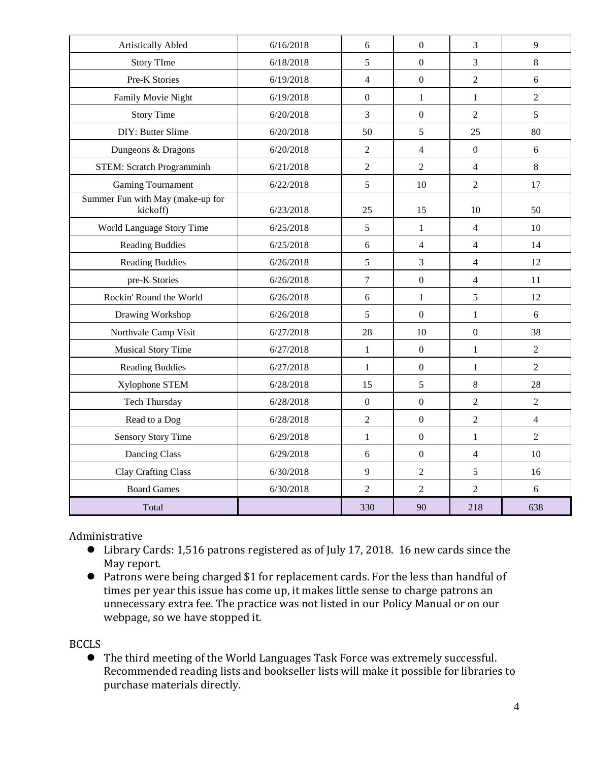| | | | | | |
|---|---|---|---|---|---|
| Artistically Abled | 6/16/2018 | 6 | 0 | 3 | 9 |
| Story TIme | 6/18/2018 | 5 | 0 | 3 | 8 |
| Pre-K Stories | 6/19/2018 | 4 | 0 | 2 | 6 |
| Family Movie Night | 6/19/2018 | 0 | 1 | 1 | 2 |
| Story Time | 6/20/2018 | 3 | 0 | 2 | 5 |
| DIY: Butter Slime | 6/20/2018 | 50 | 5 | 25 | 80 |
| Dungeons & Dragons | 6/20/2018 | 2 | 4 | 0 | 6 |
| STEM: Scratch Programminh | 6/21/2018 | 2 | 2 | 4 | 8 |
| Gaming Tournament | 6/22/2018 | 5 | 10 | 2 | 17 |
| Summer Fun with May (make-up for kickoff) | 6/23/2018 | 25 | 15 | 10 | 50 |
| World Language Story Time | 6/25/2018 | 5 | 1 | 4 | 10 |
| Reading Buddies | 6/25/2018 | 6 | 4 | 4 | 14 |
| Reading Buddies | 6/26/2018 | 5 | 3 | 4 | 12 |
| pre-K Stories | 6/26/2018 | 7 | 0 | 4 | 11 |
| Rockin' Round the World | 6/26/2018 | 6 | 1 | 5 | 12 |
| Drawing Workshop | 6/26/2018 | 5 | 0 | 1 | 6 |
| Northvale Camp Visit | 6/27/2018 | 28 | 10 | 0 | 38 |
| Musical Story Time | 6/27/2018 | 1 | 0 | 1 | 2 |
| Reading Buddies | 6/27/2018 | 1 | 0 | 1 | 2 |
| Xylophone STEM | 6/28/2018 | 15 | 5 | 8 | 28 |
| Tech Thursday | 6/28/2018 | 0 | 0 | 2 | 2 |
| Read to a Dog | 6/28/2018 | 2 | 0 | 2 | 4 |
| Sensory Story Time | 6/29/2018 | 1 | 0 | 1 | 2 |
| Dancing Class | 6/29/2018 | 6 | 0 | 4 | 10 |
| Clay Crafting Class | 6/30/2018 | 9 | 2 | 5 | 16 |
| Board Games | 6/30/2018 | 2 | 2 | 2 | 6 |
| Total | | 330 | 90 | 218 | 638 |

Administrative

- Library Cards: 1,516 patrons registered as of July 17, 2018. 16 new cards since the May report.
- Patrons were being charged $1 for replacement cards. For the less than handful of times per year this issue has come up, it makes little sense to charge patrons an unnecessary extra fee. The practice was not listed in our Policy Manual or on our webpage, so we have stopped it.

BCCLS

- The third meeting of the World Languages Task Force was extremely successful. Recommended reading lists and bookseller lists will make it possible for libraries to purchase materials directly.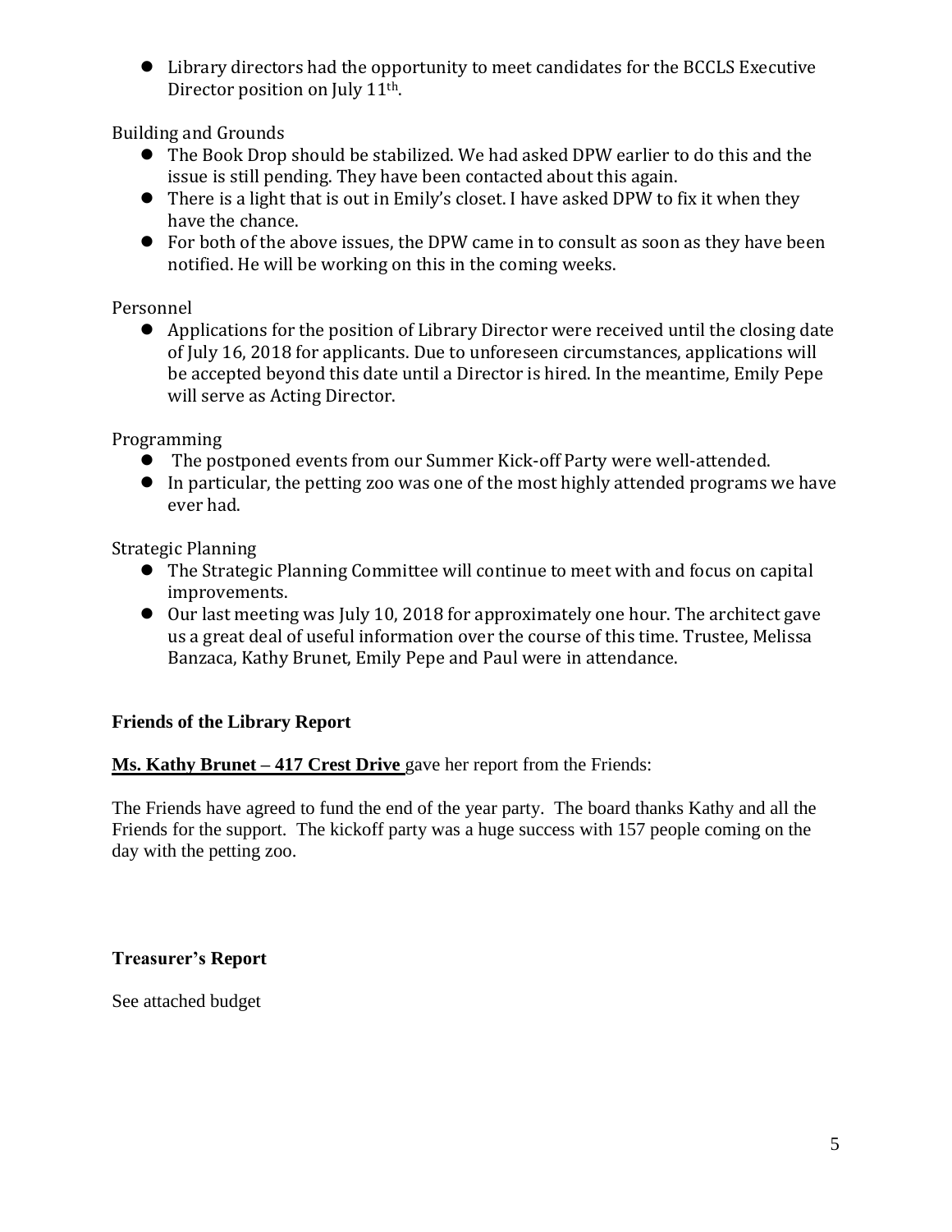- Library directors had the opportunity to meet candidates for the BCCLS Executive Director position on July 11th.

Building and Grounds

- The Book Drop should be stabilized. We had asked DPW earlier to do this and the issue is still pending. They have been contacted about this again.
- There is a light that is out in Emily's closet. I have asked DPW to fix it when they have the chance.
- For both of the above issues, the DPW came in to consult as soon as they have been notified. He will be working on this in the coming weeks.

Personnel

- Applications for the position of Library Director were received until the closing date of July 16, 2018 for applicants. Due to unforeseen circumstances, applications will be accepted beyond this date until a Director is hired. In the meantime, Emily Pepe will serve as Acting Director.

Programming

- The postponed events from our Summer Kick-off Party were well-attended.
- In particular, the petting zoo was one of the most highly attended programs we have ever had.

Strategic Planning

- The Strategic Planning Committee will continue to meet with and focus on capital improvements.
- Our last meeting was July 10, 2018 for approximately one hour. The architect gave us a great deal of useful information over the course of this time. Trustee, Melissa Banzaca, Kathy Brunet, Emily Pepe and Paul were in attendance.

**Friends of the Library Report**

**Ms. Kathy Brunet – 417 Crest Drive** gave her report from the Friends:

The Friends have agreed to fund the end of the year party. The board thanks Kathy and all the Friends for the support. The kickoff party was a huge success with 157 people coming on the day with the petting zoo.

**Treasurer's Report**

See attached budget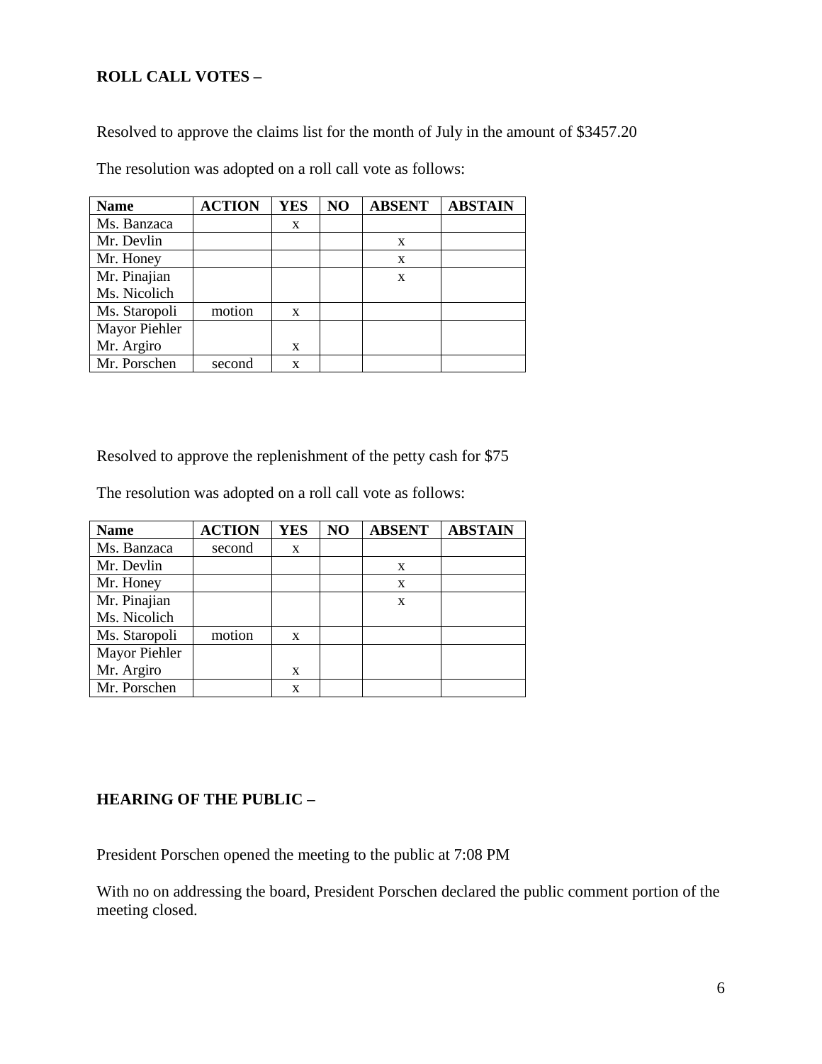**ROLL CALL VOTES –**

Resolved to approve the claims list for the month of July in the amount of $3457.20

The resolution was adopted on a roll call vote as follows:

| Name | ACTION | YES | NO | ABSENT | ABSTAIN |
|---|---|---|---|---|---|
| Ms. Banzaca | | x | | | |
| Mr. Devlin | | | | x | |
| Mr. Honey | | | | x | |
| Mr. Pinajian | | | | x | |
| Ms. Nicolich | | | | | |
| Ms. Staropoli | motion | x | | | |
| Mayor Piehler | | | | | |
| Mr. Argiro | | x | | | |
| Mr. Porschen | second | x | | | |

Resolved to approve the replenishment of the petty cash for $75

The resolution was adopted on a roll call vote as follows:

| Name | ACTION | YES | NO | ABSENT | ABSTAIN |
|---|---|---|---|---|---|
| Ms. Banzaca | second | x | | | |
| Mr. Devlin | | | | x | |
| Mr. Honey | | | | x | |
| Mr. Pinajian | | | | x | |
| Ms. Nicolich | | | | | |
| Ms. Staropoli | motion | x | | | |
| Mayor Piehler | | | | | |
| Mr. Argiro | | x | | | |
| Mr. Porschen | | x | | | |

**HEARING OF THE PUBLIC –**

President Porschen opened the meeting to the public at 7:08 PM

With no on addressing the board, President Porschen declared the public comment portion of the meeting closed.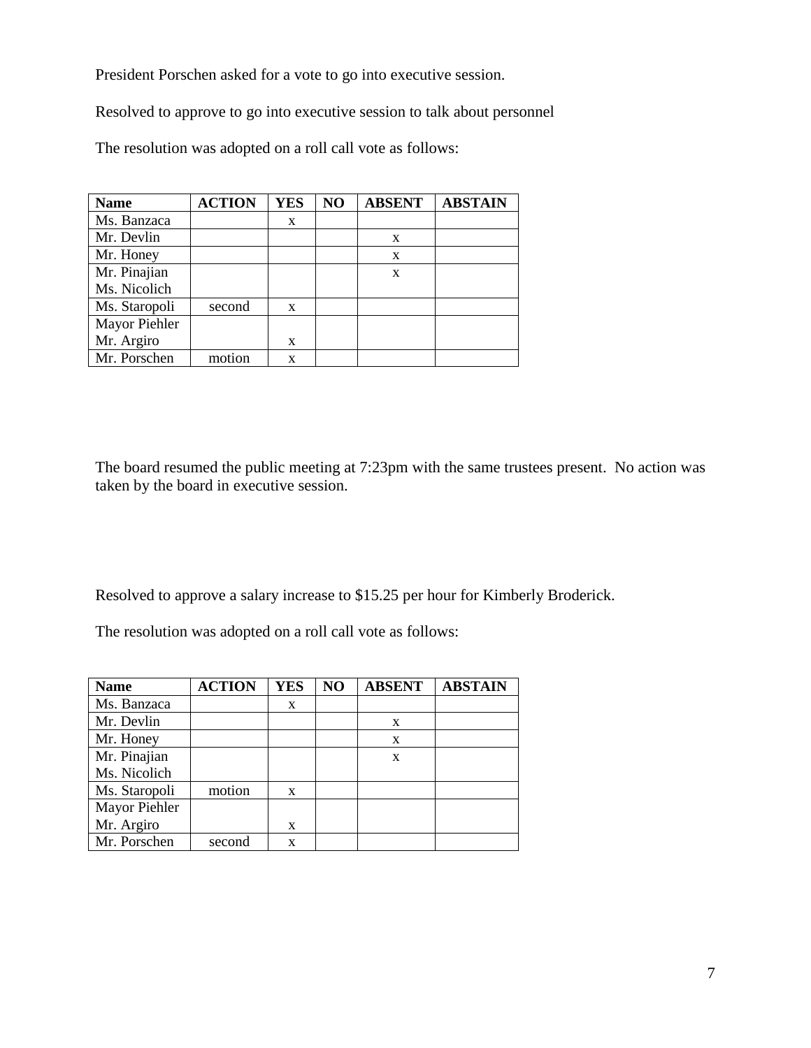President Porschen asked for a vote to go into executive session.

Resolved to approve to go into executive session to talk about personnel

The resolution was adopted on a roll call vote as follows:

| Name | ACTION | YES | NO | ABSENT | ABSTAIN |
|---|---|---|---|---|---|
| Ms. Banzaca | | x | | | |
| Mr. Devlin | | | | x | |
| Mr. Honey | | | | x | |
| Mr. Pinajian | | | | x | |
| Ms. Nicolich | | | | | |
| Ms. Staropoli | second | x | | | |
| Mayor Piehler | | | | | |
| Mr. Argiro | | x | | | |
| Mr. Porschen | motion | x | | | |

The board resumed the public meeting at 7:23pm with the same trustees present. No action was taken by the board in executive session.

Resolved to approve a salary increase to $15.25 per hour for Kimberly Broderick.

The resolution was adopted on a roll call vote as follows:

| Name | ACTION | YES | NO | ABSENT | ABSTAIN |
|---|---|---|---|---|---|
| Ms. Banzaca | | x | | | |
| Mr. Devlin | | | | x | |
| Mr. Honey | | | | x | |
| Mr. Pinajian | | | | x | |
| Ms. Nicolich | | | | | |
| Ms. Staropoli | motion | x | | | |
| Mayor Piehler | | | | | |
| Mr. Argiro | | x | | | |
| Mr. Porschen | second | x | | | |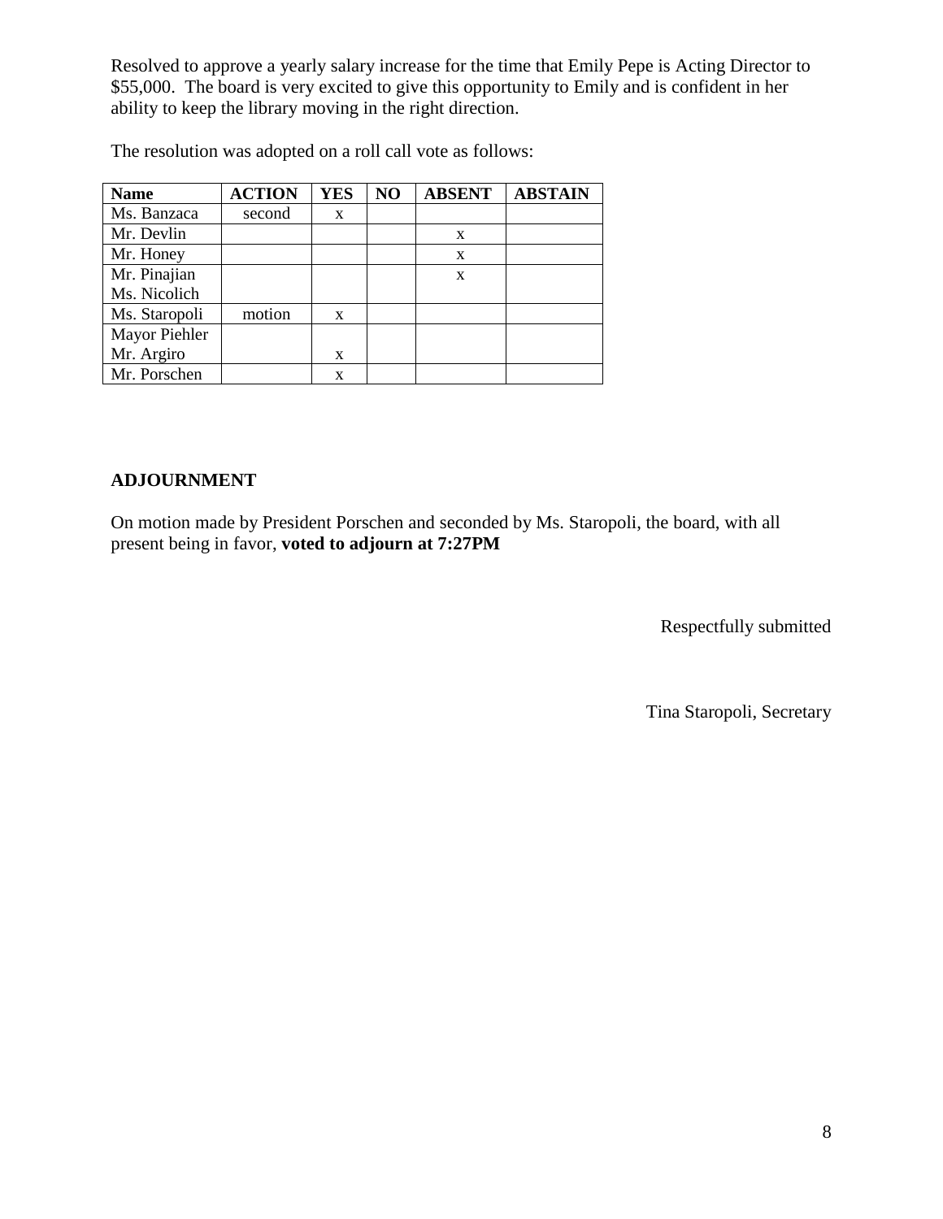Resolved to approve a yearly salary increase for the time that Emily Pepe is Acting Director to $55,000. The board is very excited to give this opportunity to Emily and is confident in her ability to keep the library moving in the right direction.

The resolution was adopted on a roll call vote as follows:

| Name | ACTION | YES | NO | ABSENT | ABSTAIN |
|---|---|---|---|---|---|
| Ms. Banzaca | second | x | | | |
| Mr. Devlin | | | | x | |
| Mr. Honey | | | | x | |
| Mr. Pinajian | | | | x | |
| Ms. Nicolich | | | | | |
| Ms. Staropoli | motion | x | | | |
| Mayor Piehler | | | | | |
| Mr. Argiro | | x | | | |
| Mr. Porschen | | x | | | |

**ADJOURNMENT**

On motion made by President Porschen and seconded by Ms. Staropoli, the board, with all present being in favor, **voted to adjourn at 7:27PM**

Respectfully submitted

Tina Staropoli, Secretary